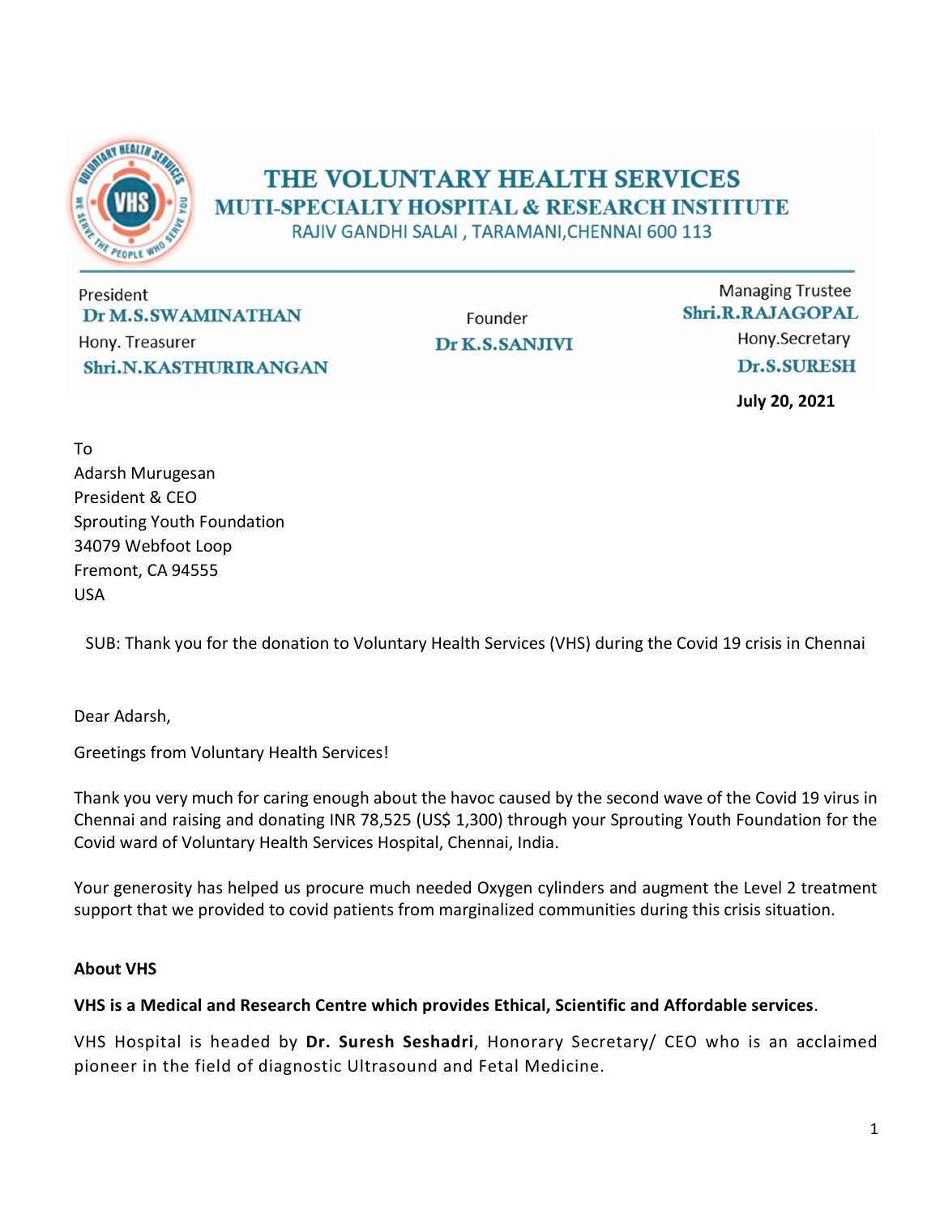# THE VOLUNTARY HEALTH SERVICES

## MUTI-SPECIALTY HOSPITAL & RESEARCH INSTITUTE

RAJIV GANDHI SALAI , TARAMANI,CHENNAI 600 113

President
**Dr M.S.SWAMINATHAN**

Hony. Treasurer
**Shri.N.KASTHURIRANGAN**

Founder
**Dr K.S.SANJIVI**

Managing Trustee
**Shri.R.RAJAGOPAL**

Hony.Secretary
**Dr.S.SURESH**

**July 20, 2021**

To
Adarsh Murugesan
President & CEO
Sprouting Youth Foundation
34079 Webfoot Loop
Fremont, CA 94555
USA

SUB: Thank you for the donation to Voluntary Health Services (VHS) during the Covid 19 crisis in Chennai

Dear Adarsh,

Greetings from Voluntary Health Services!

Thank you very much for caring enough about the havoc caused by the second wave of the Covid 19 virus in Chennai and raising and donating INR 78,525 (US$ 1,300) through your Sprouting Youth Foundation for the Covid ward of Voluntary Health Services Hospital, Chennai, India.

Your generosity has helped us procure much needed Oxygen cylinders and augment the Level 2 treatment support that we provided to covid patients from marginalized communities during this crisis situation.

**About VHS**

**VHS is a Medical and Research Centre which provides Ethical, Scientific and Affordable services**.

VHS Hospital is headed by **Dr. Suresh Seshadri**, Honorary Secretary/ CEO who is an acclaimed pioneer in the field of diagnostic Ultrasound and Fetal Medicine.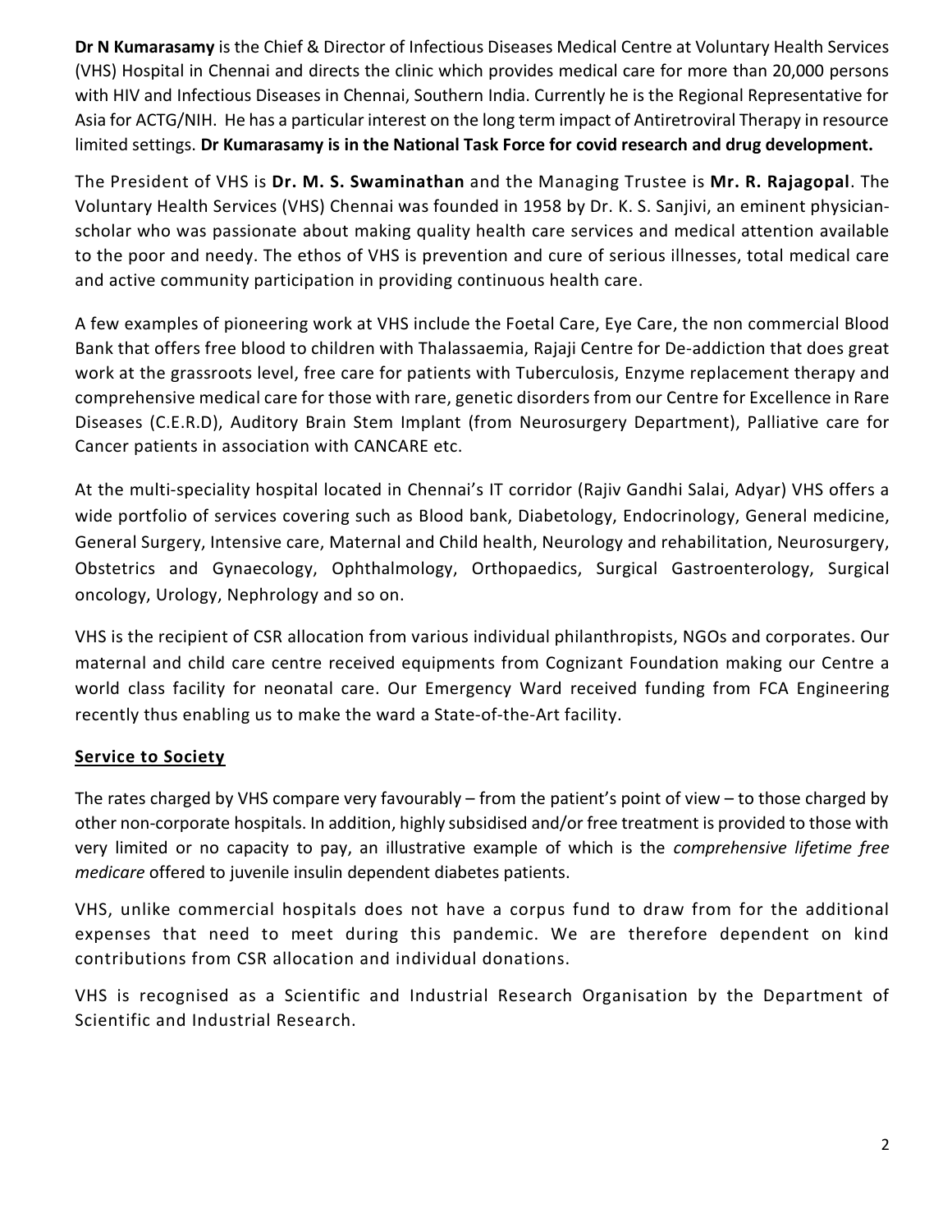**Dr N Kumarasamy** is the Chief & Director of Infectious Diseases Medical Centre at Voluntary Health Services (VHS) Hospital in Chennai and directs the clinic which provides medical care for more than 20,000 persons with HIV and Infectious Diseases in Chennai, Southern India. Currently he is the Regional Representative for Asia for ACTG/NIH. He has a particular interest on the long term impact of Antiretroviral Therapy in resource limited settings. **Dr Kumarasamy is in the National Task Force for covid research and drug development.**

The President of VHS is **Dr. M. S. Swaminathan** and the Managing Trustee is **Mr. R. Rajagopal**. The Voluntary Health Services (VHS) Chennai was founded in 1958 by Dr. K. S. Sanjivi, an eminent physician-scholar who was passionate about making quality health care services and medical attention available to the poor and needy. The ethos of VHS is prevention and cure of serious illnesses, total medical care and active community participation in providing continuous health care.

A few examples of pioneering work at VHS include the Foetal Care, Eye Care, the non commercial Blood Bank that offers free blood to children with Thalassaemia, Rajaji Centre for De-addiction that does great work at the grassroots level, free care for patients with Tuberculosis, Enzyme replacement therapy and comprehensive medical care for those with rare, genetic disorders from our Centre for Excellence in Rare Diseases (C.E.R.D), Auditory Brain Stem Implant (from Neurosurgery Department), Palliative care for Cancer patients in association with CANCARE etc.

At the multi-speciality hospital located in Chennai's IT corridor (Rajiv Gandhi Salai, Adyar) VHS offers a wide portfolio of services covering such as Blood bank, Diabetology, Endocrinology, General medicine, General Surgery, Intensive care, Maternal and Child health, Neurology and rehabilitation, Neurosurgery, Obstetrics and Gynaecology, Ophthalmology, Orthopaedics, Surgical Gastroenterology, Surgical oncology, Urology, Nephrology and so on.

VHS is the recipient of CSR allocation from various individual philanthropists, NGOs and corporates. Our maternal and child care centre received equipments from Cognizant Foundation making our Centre a world class facility for neonatal care. Our Emergency Ward received funding from FCA Engineering recently thus enabling us to make the ward a State-of-the-Art facility.

## Service to Society

The rates charged by VHS compare very favourably – from the patient's point of view – to those charged by other non-corporate hospitals. In addition, highly subsidised and/or free treatment is provided to those with very limited or no capacity to pay, an illustrative example of which is the *comprehensive lifetime free medicare* offered to juvenile insulin dependent diabetes patients.

VHS, unlike commercial hospitals does not have a corpus fund to draw from for the additional expenses that need to meet during this pandemic. We are therefore dependent on kind contributions from CSR allocation and individual donations.

VHS is recognised as a Scientific and Industrial Research Organisation by the Department of Scientific and Industrial Research.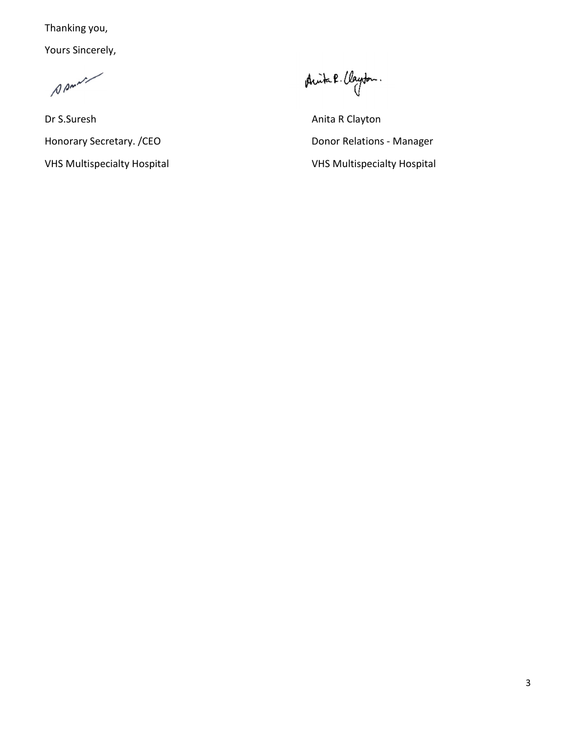Thanking you,

Yours Sincerely,

Dr S.Suresh
Honorary Secretary. /CEO
VHS Multispecialty Hospital

Anita R Clayton
Donor Relations - Manager
VHS Multispecialty Hospital